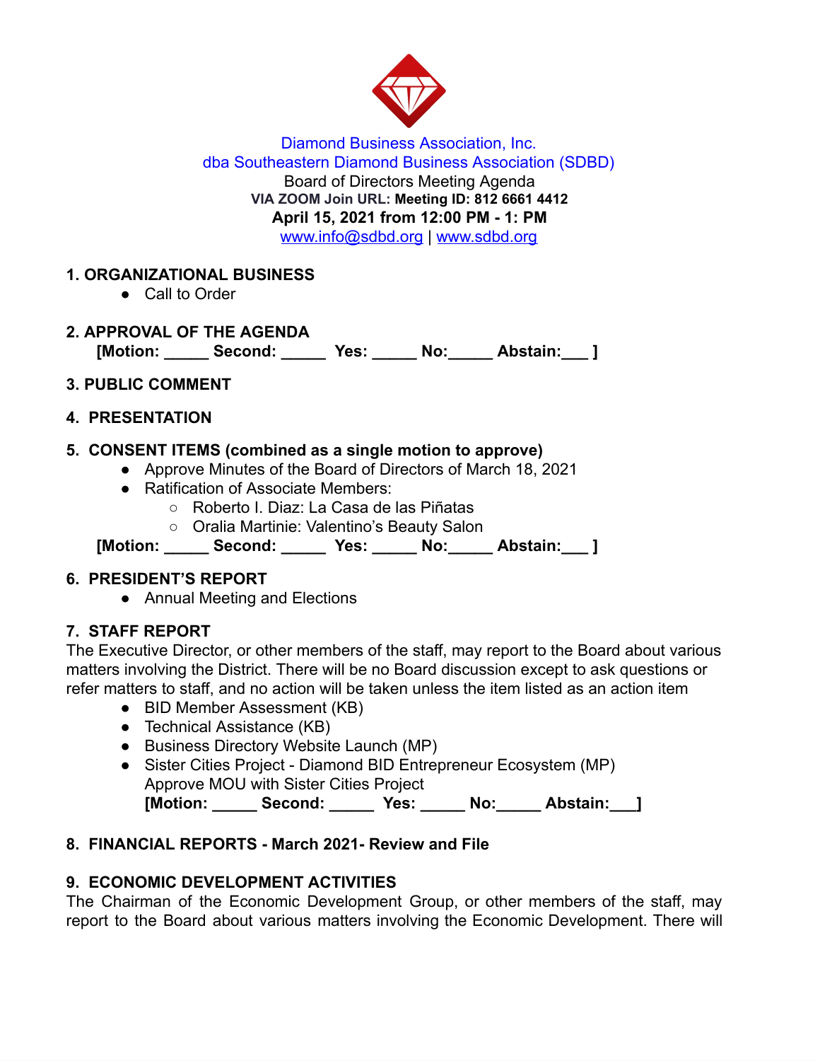Diamond Business Association, Inc.
dba Southeastern Diamond Business Association (SDBD)
Board of Directors Meeting Agenda
VIA ZOOM Join URL: **Meeting ID: 812 6661 4412**
**April 15, 2021 from 12:00 PM - 1: PM**
www.info@sdbd.org | www.sdbd.org

## 1. ORGANIZATIONAL BUSINESS

- Call to Order

## 2. APPROVAL OF THE AGENDA

**[Motion: _____ Second: _____ Yes: _____ No:_____ Abstain:___ ]**

## 3. PUBLIC COMMENT

## 4. PRESENTATION

## 5. CONSENT ITEMS (combined as a single motion to approve)

- Approve Minutes of the Board of Directors of March 18, 2021
- Ratification of Associate Members:
  - Roberto I. Diaz: La Casa de las Piñatas
  - Oralia Martinie: Valentino's Beauty Salon

**[Motion: _____ Second: _____ Yes: _____ No:_____ Abstain:___ ]**

## 6. PRESIDENT'S REPORT

- Annual Meeting and Elections

## 7. STAFF REPORT

The Executive Director, or other members of the staff, may report to the Board about various matters involving the District. There will be no Board discussion except to ask questions or refer matters to staff, and no action will be taken unless the item listed as an action item

- BID Member Assessment (KB)
- Technical Assistance (KB)
- Business Directory Website Launch (MP)
- Sister Cities Project - Diamond BID Entrepreneur Ecosystem (MP)
  Approve MOU with Sister Cities Project
  **[Motion: _____ Second: _____ Yes: _____ No:_____ Abstain:___]**

## 8. FINANCIAL REPORTS - March 2021- Review and File

## 9. ECONOMIC DEVELOPMENT ACTIVITIES

The Chairman of the Economic Development Group, or other members of the staff, may report to the Board about various matters involving the Economic Development. There will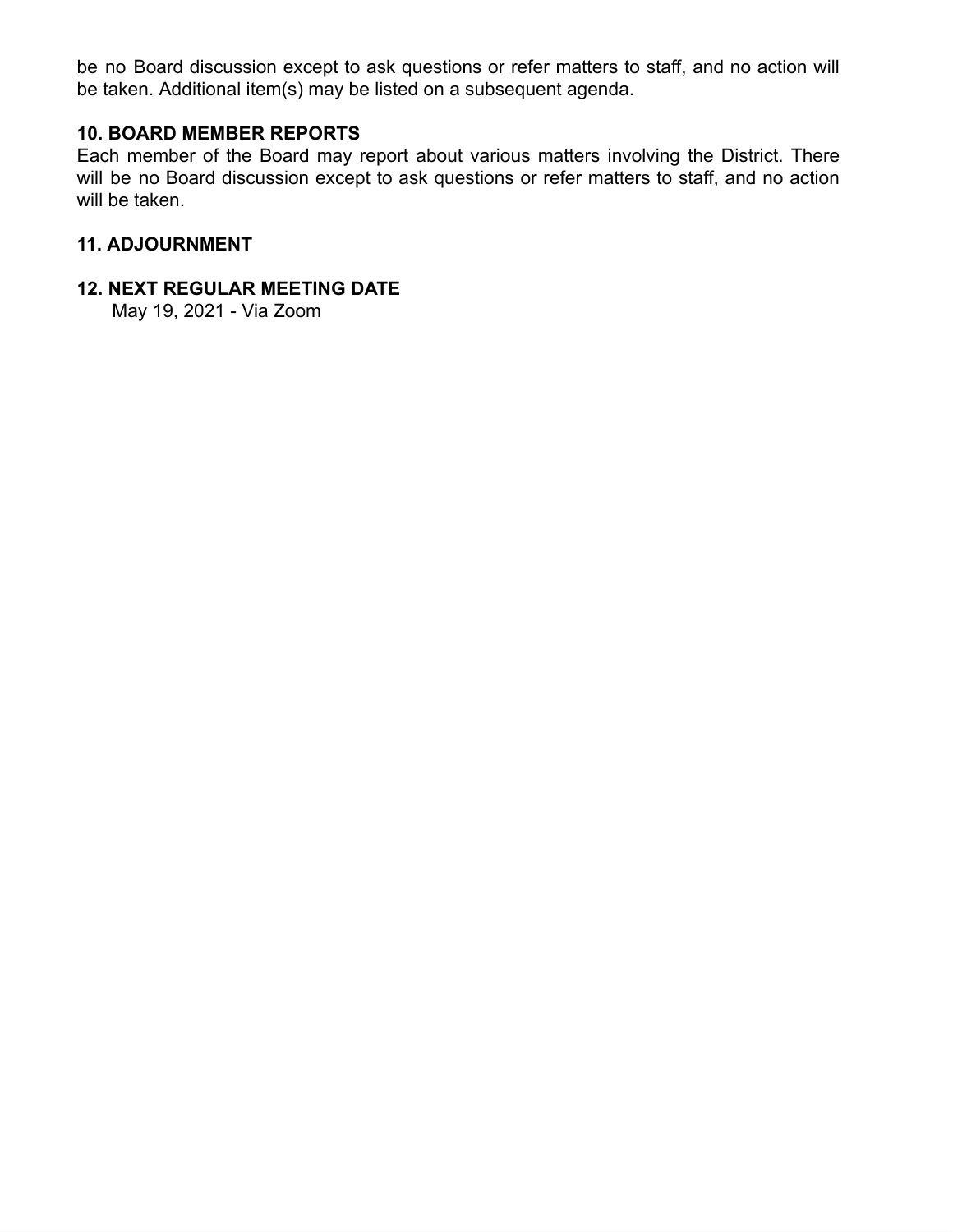be no Board discussion except to ask questions or refer matters to staff, and no action will be taken. Additional item(s) may be listed on a subsequent agenda.

### 10. BOARD MEMBER REPORTS

Each member of the Board may report about various matters involving the District. There will be no Board discussion except to ask questions or refer matters to staff, and no action will be taken.

### 11. ADJOURNMENT

### 12. NEXT REGULAR MEETING DATE

May 19, 2021 - Via Zoom